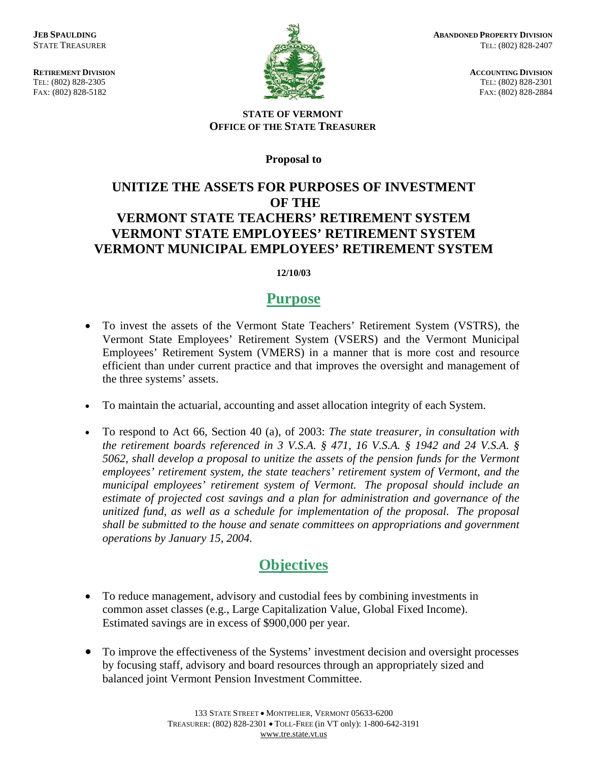**JEB SPAULDING**
STATE TREASURER

**RETIREMENT DIVISION**
TEL: (802) 828-2305
FAX: (802) 828-5182

**ABANDONED PROPERTY DIVISION**
TEL: (802) 828-2407

**ACCOUNTING DIVISION**
TEL: (802) 828-2301
FAX: (802) 828-2884

**STATE OF VERMONT**
**OFFICE OF THE STATE TREASURER**

**Proposal to**

# UNITIZE THE ASSETS FOR PURPOSES OF INVESTMENT OF THE VERMONT STATE TEACHERS' RETIREMENT SYSTEM VERMONT STATE EMPLOYEES' RETIREMENT SYSTEM VERMONT MUNICIPAL EMPLOYEES' RETIREMENT SYSTEM

**12/10/03**

## Purpose

- To invest the assets of the Vermont State Teachers' Retirement System (VSTRS), the Vermont State Employees' Retirement System (VSERS) and the Vermont Municipal Employees' Retirement System (VMERS) in a manner that is more cost and resource efficient than under current practice and that improves the oversight and management of the three systems' assets.

- To maintain the actuarial, accounting and asset allocation integrity of each System.

- To respond to Act 66, Section 40 (a), of 2003: *The state treasurer, in consultation with the retirement boards referenced in 3 V.S.A. § 471, 16 V.S.A. § 1942 and 24 V.S.A. § 5062, shall develop a proposal to unitize the assets of the pension funds for the Vermont employees' retirement system, the state teachers' retirement system of Vermont, and the municipal employees' retirement system of Vermont. The proposal should include an estimate of projected cost savings and a plan for administration and governance of the unitized fund, as well as a schedule for implementation of the proposal. The proposal shall be submitted to the house and senate committees on appropriations and government operations by January 15, 2004.*

## Objectives

- To reduce management, advisory and custodial fees by combining investments in common asset classes (e.g., Large Capitalization Value, Global Fixed Income). Estimated savings are in excess of $900,000 per year.

- To improve the effectiveness of the Systems' investment decision and oversight processes by focusing staff, advisory and board resources through an appropriately sized and balanced joint Vermont Pension Investment Committee.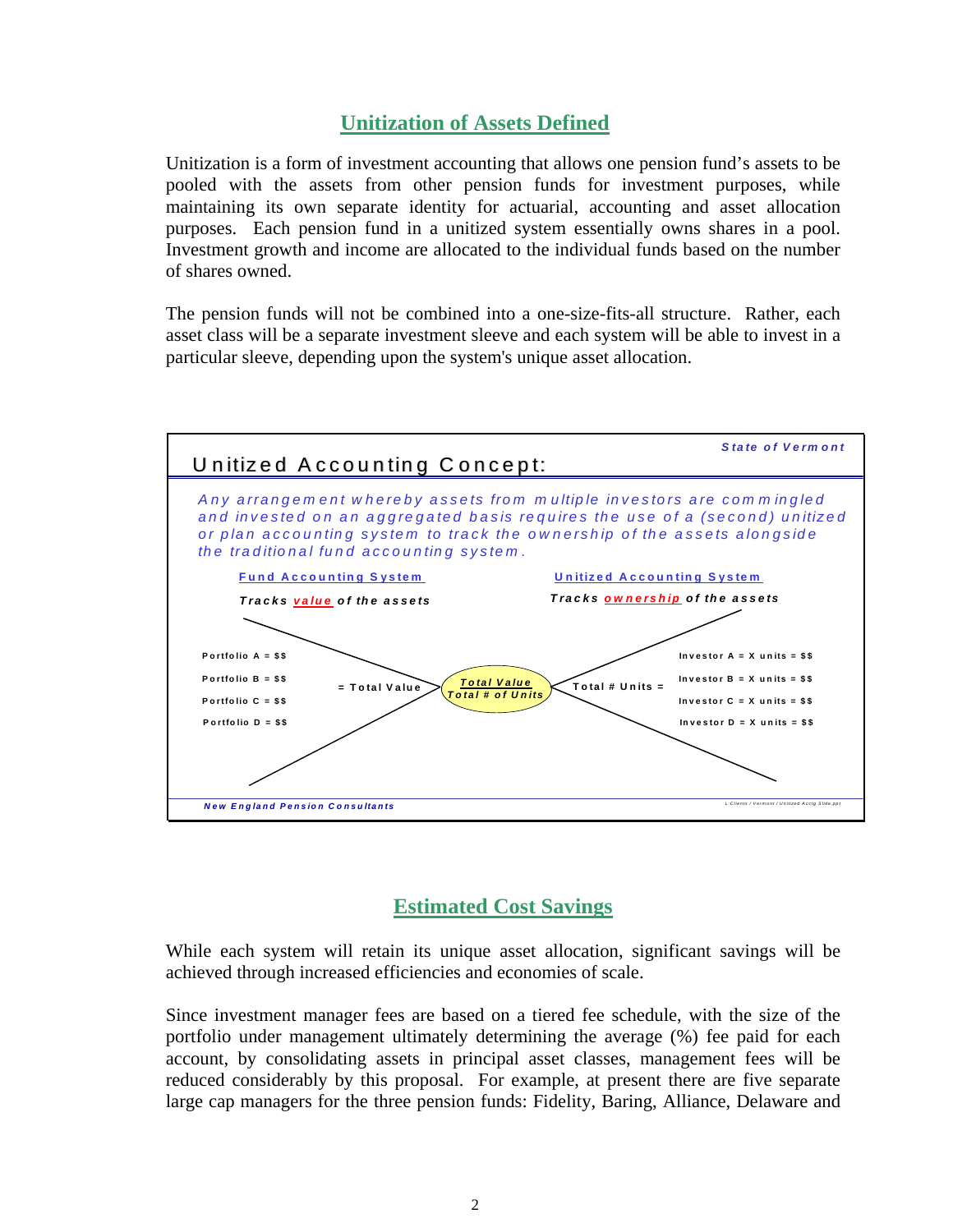## Unitization of Assets Defined

Unitization is a form of investment accounting that allows one pension fund's assets to be pooled with the assets from other pension funds for investment purposes, while maintaining its own separate identity for actuarial, accounting and asset allocation purposes. Each pension fund in a unitized system essentially owns shares in a pool. Investment growth and income are allocated to the individual funds based on the number of shares owned.

The pension funds will not be combined into a one-size-fits-all structure. Rather, each asset class will be a separate investment sleeve and each system will be able to invest in a particular sleeve, depending upon the system's unique asset allocation.

**Unitized Accounting Concept:**

*State of Vermont*

*Any arrangement whereby assets from multiple investors are commingled and invested on an aggregated basis requires the use of a (second) unitized or plan accounting system to track the ownership of the assets alongside the traditional fund accounting system.*

| Fund Accounting System | | Unitized Accounting System |
|---|---|---|
| Tracks ***value*** of the assets | | Tracks ***ownership*** of the assets |
| Portfolio A = $$ | | Investor A = X units = $$ |
| Portfolio B = $$ | = Total Value | ***Total Value*** / ***Total # of Units*** | Total # Units = | Investor B = X units = $$ |
| Portfolio C = $$ | | Investor C = X units = $$ |
| Portfolio D = $$ | | Investor D = X units = $$ |

*New England Pension Consultants*

## Estimated Cost Savings

While each system will retain its unique asset allocation, significant savings will be achieved through increased efficiencies and economies of scale.

Since investment manager fees are based on a tiered fee schedule, with the size of the portfolio under management ultimately determining the average (%) fee paid for each account, by consolidating assets in principal asset classes, management fees will be reduced considerably by this proposal. For example, at present there are five separate large cap managers for the three pension funds: Fidelity, Baring, Alliance, Delaware and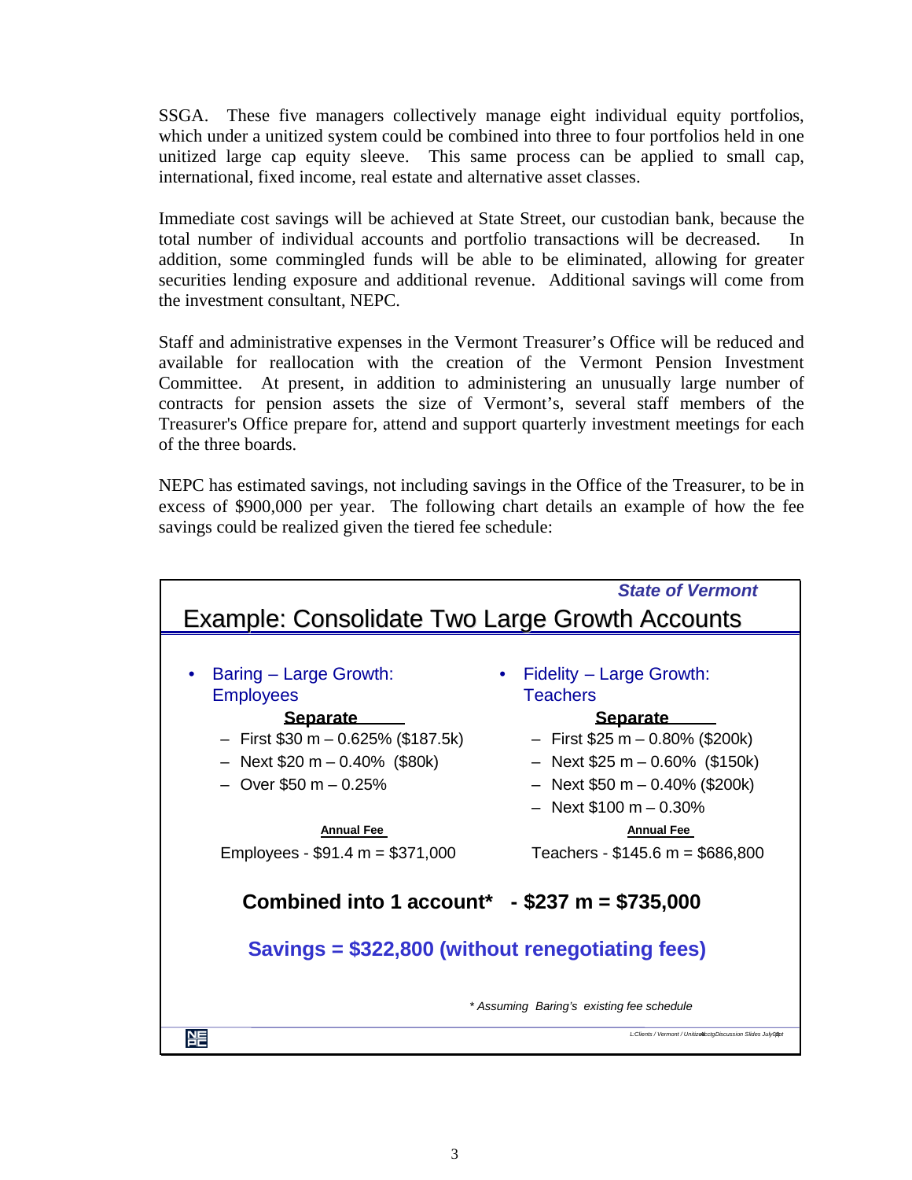SSGA. These five managers collectively manage eight individual equity portfolios, which under a unitized system could be combined into three to four portfolios held in one unitized large cap equity sleeve. This same process can be applied to small cap, international, fixed income, real estate and alternative asset classes.

Immediate cost savings will be achieved at State Street, our custodian bank, because the total number of individual accounts and portfolio transactions will be decreased. In addition, some commingled funds will be able to be eliminated, allowing for greater securities lending exposure and additional revenue. Additional savings will come from the investment consultant, NEPC.

Staff and administrative expenses in the Vermont Treasurer's Office will be reduced and available for reallocation with the creation of the Vermont Pension Investment Committee. At present, in addition to administering an unusually large number of contracts for pension assets the size of Vermont's, several staff members of the Treasurer's Office prepare for, attend and support quarterly investment meetings for each of the three boards.

NEPC has estimated savings, not including savings in the Office of the Treasurer, to be in excess of $900,000 per year. The following chart details an example of how the fee savings could be realized given the tiered fee schedule:

*State of Vermont*

## Example: Consolidate Two Large Growth Accounts

- Baring – Large Growth: Employees

  **Separate**
  - First $30 m – 0.625% ($187.5k)
  - Next $20 m – 0.40% ($80k)
  - Over $50 m – 0.25%

  **Annual Fee**

  Employees - $91.4 m = $371,000

- Fidelity – Large Growth: Teachers

  **Separate**
  - First $25 m – 0.80% ($200k)
  - Next $25 m – 0.60% ($150k)
  - Next $50 m – 0.40% ($200k)
  - Next $100 m – 0.30%

  **Annual Fee**

  Teachers - $145.6 m = $686,800

**Combined into 1 account\* - $237 m = $735,000**

**Savings = $322,800 (without renegotiating fees)**

*\* Assuming Baring's existing fee schedule*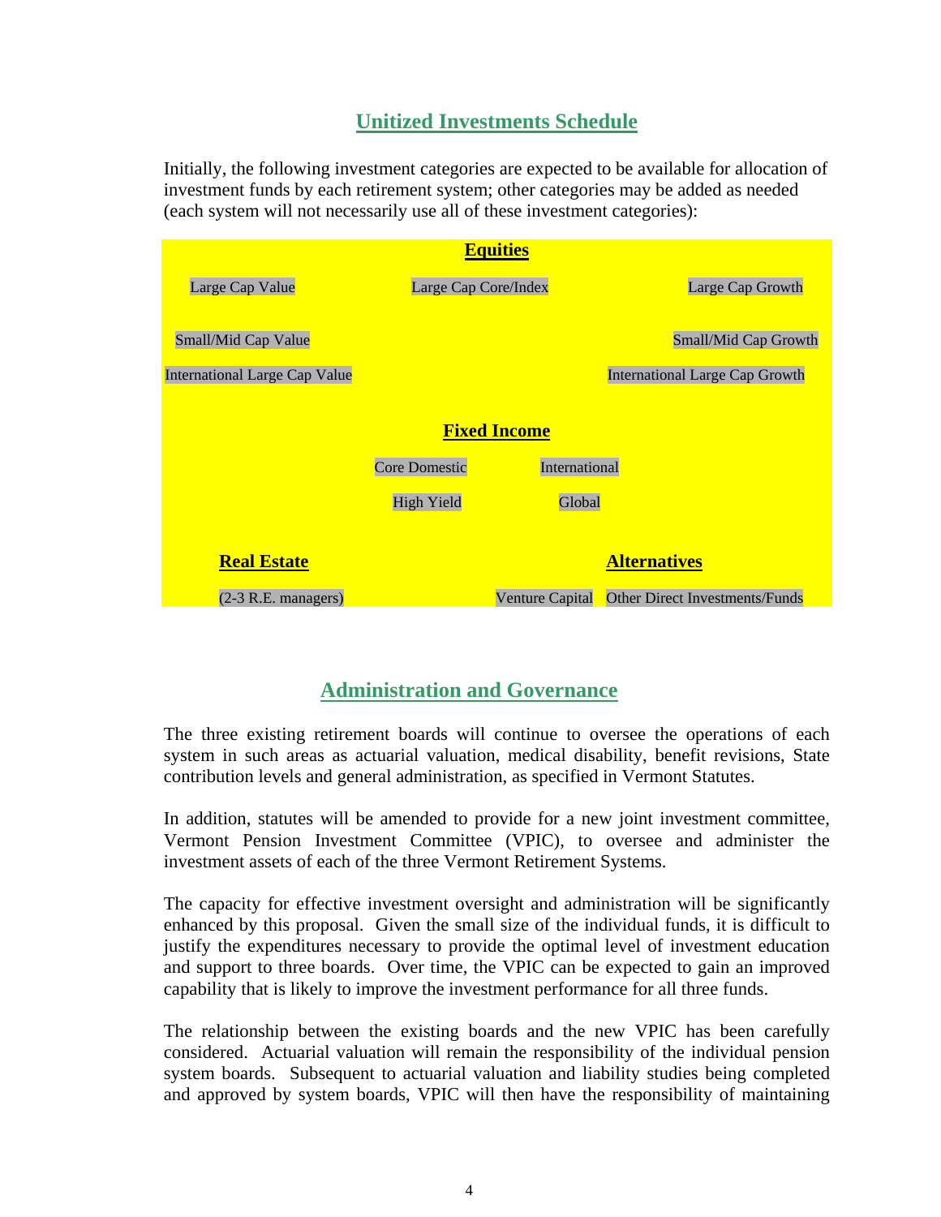## Unitized Investments Schedule

Initially, the following investment categories are expected to be available for allocation of investment funds by each retirement system; other categories may be added as needed (each system will not necessarily use all of these investment categories):

### Equities

Large Cap Value | Large Cap Core/Index | Large Cap Growth

Small/Mid Cap Value | Small/Mid Cap Growth

International Large Cap Value | International Large Cap Growth

### Fixed Income

Core Domestic | International

High Yield | Global

### Real Estate

(2-3 R.E. managers)

### Alternatives

Venture Capital | Other Direct Investments/Funds

## Administration and Governance

The three existing retirement boards will continue to oversee the operations of each system in such areas as actuarial valuation, medical disability, benefit revisions, State contribution levels and general administration, as specified in Vermont Statutes.

In addition, statutes will be amended to provide for a new joint investment committee, Vermont Pension Investment Committee (VPIC), to oversee and administer the investment assets of each of the three Vermont Retirement Systems.

The capacity for effective investment oversight and administration will be significantly enhanced by this proposal. Given the small size of the individual funds, it is difficult to justify the expenditures necessary to provide the optimal level of investment education and support to three boards. Over time, the VPIC can be expected to gain an improved capability that is likely to improve the investment performance for all three funds.

The relationship between the existing boards and the new VPIC has been carefully considered. Actuarial valuation will remain the responsibility of the individual pension system boards. Subsequent to actuarial valuation and liability studies being completed and approved by system boards, VPIC will then have the responsibility of maintaining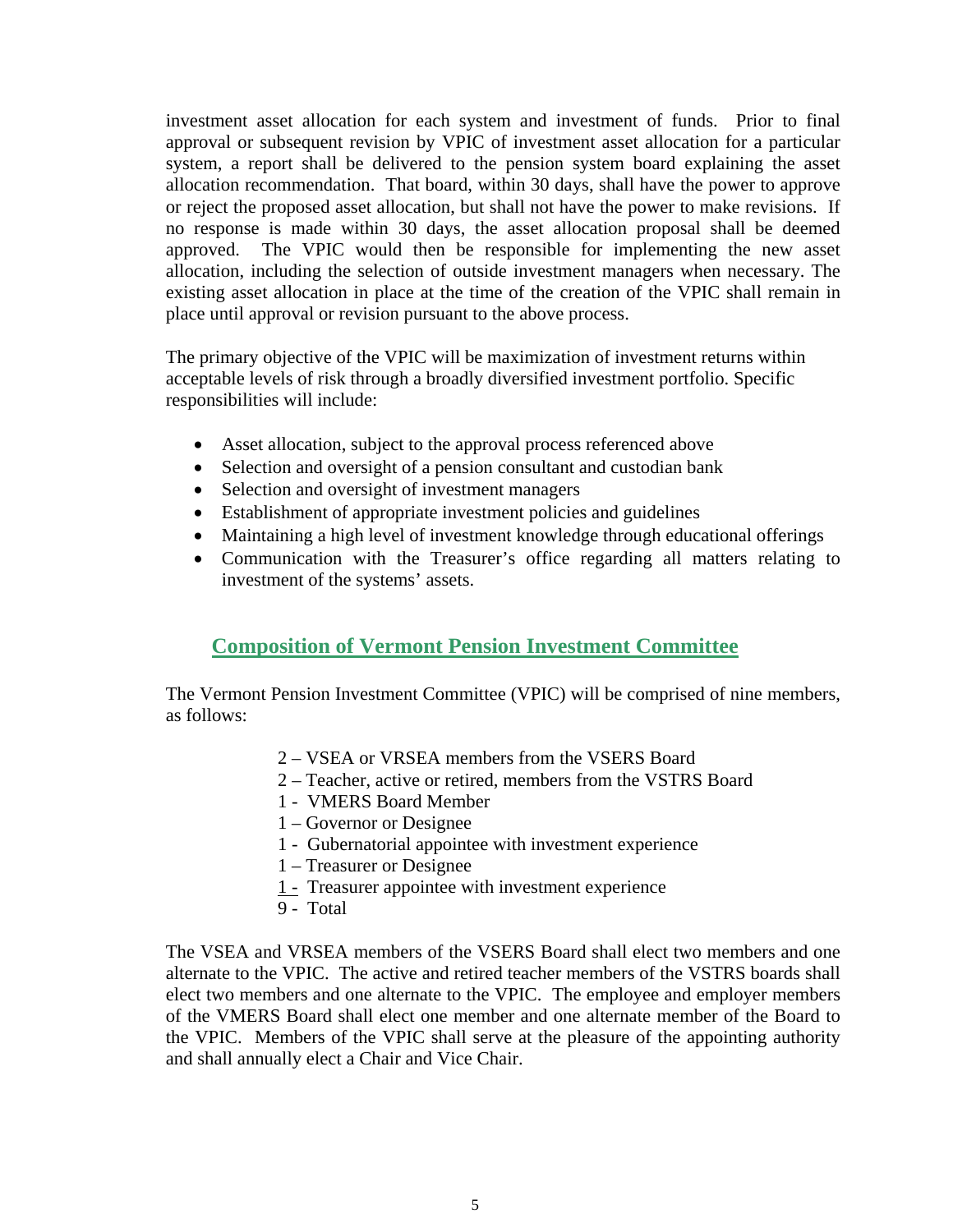investment asset allocation for each system and investment of funds. Prior to final approval or subsequent revision by VPIC of investment asset allocation for a particular system, a report shall be delivered to the pension system board explaining the asset allocation recommendation. That board, within 30 days, shall have the power to approve or reject the proposed asset allocation, but shall not have the power to make revisions. If no response is made within 30 days, the asset allocation proposal shall be deemed approved. The VPIC would then be responsible for implementing the new asset allocation, including the selection of outside investment managers when necessary. The existing asset allocation in place at the time of the creation of the VPIC shall remain in place until approval or revision pursuant to the above process.

The primary objective of the VPIC will be maximization of investment returns within acceptable levels of risk through a broadly diversified investment portfolio. Specific responsibilities will include:

- Asset allocation, subject to the approval process referenced above
- Selection and oversight of a pension consultant and custodian bank
- Selection and oversight of investment managers
- Establishment of appropriate investment policies and guidelines
- Maintaining a high level of investment knowledge through educational offerings
- Communication with the Treasurer's office regarding all matters relating to investment of the systems' assets.

## Composition of Vermont Pension Investment Committee

The Vermont Pension Investment Committee (VPIC) will be comprised of nine members, as follows:

2 – VSEA or VRSEA members from the VSERS Board  
2 – Teacher, active or retired, members from the VSTRS Board  
1 - VMERS Board Member  
1 – Governor or Designee  
1 - Gubernatorial appointee with investment experience  
1 – Treasurer or Designee  
1 - Treasurer appointee with investment experience  
9 - Total

The VSEA and VRSEA members of the VSERS Board shall elect two members and one alternate to the VPIC. The active and retired teacher members of the VSTRS boards shall elect two members and one alternate to the VPIC. The employee and employer members of the VMERS Board shall elect one member and one alternate member of the Board to the VPIC. Members of the VPIC shall serve at the pleasure of the appointing authority and shall annually elect a Chair and Vice Chair.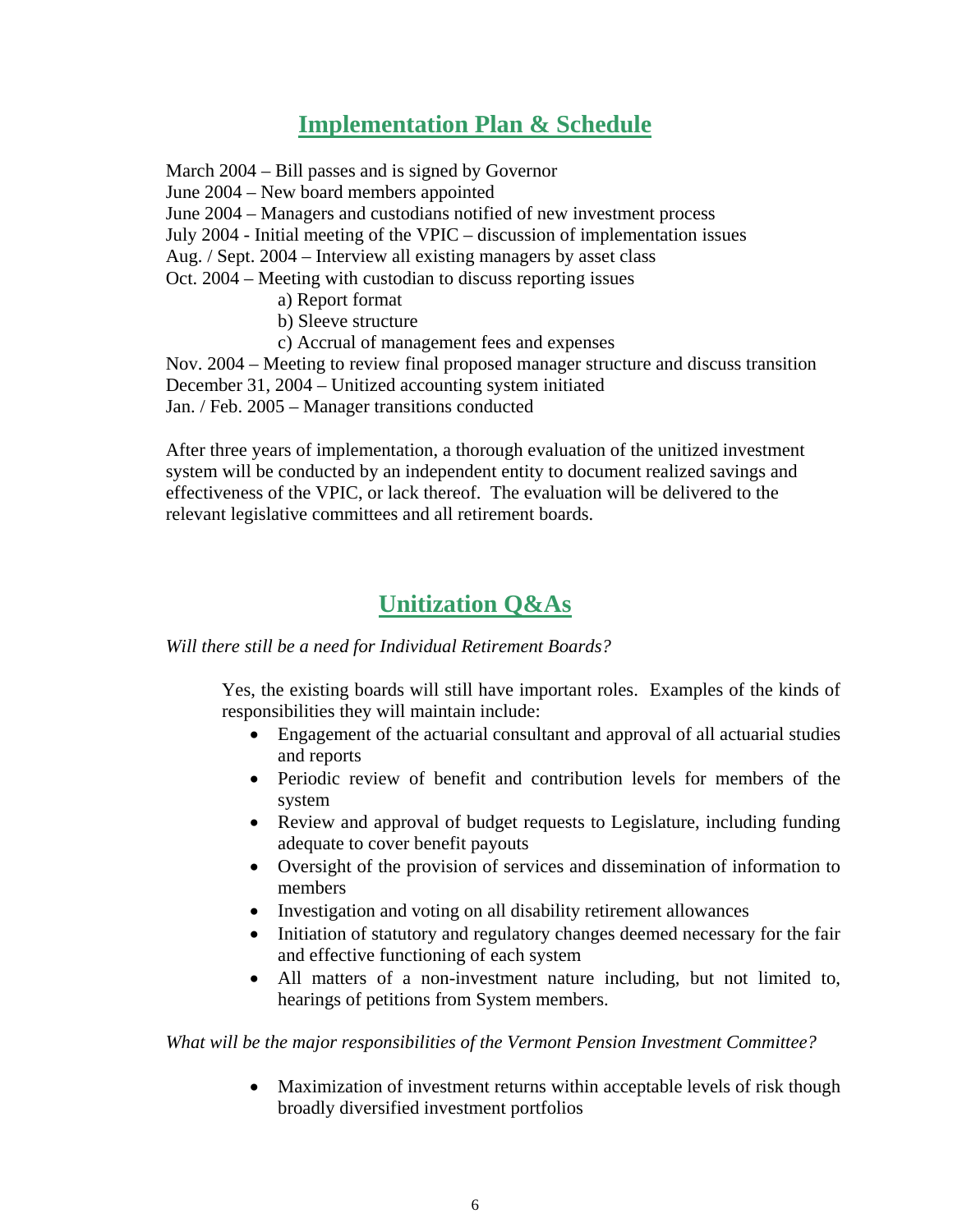## Implementation Plan & Schedule

March 2004 – Bill passes and is signed by Governor
June 2004 – New board members appointed
June 2004 – Managers and custodians notified of new investment process
July 2004 - Initial meeting of the VPIC – discussion of implementation issues
Aug. / Sept. 2004 – Interview all existing managers by asset class
Oct. 2004 – Meeting with custodian to discuss reporting issues

- a) Report format
- b) Sleeve structure
- c) Accrual of management fees and expenses

Nov. 2004 – Meeting to review final proposed manager structure and discuss transition
December 31, 2004 – Unitized accounting system initiated
Jan. / Feb. 2005 – Manager transitions conducted

After three years of implementation, a thorough evaluation of the unitized investment system will be conducted by an independent entity to document realized savings and effectiveness of the VPIC, or lack thereof. The evaluation will be delivered to the relevant legislative committees and all retirement boards.

## Unitization Q&As

*Will there still be a need for Individual Retirement Boards?*

Yes, the existing boards will still have important roles. Examples of the kinds of responsibilities they will maintain include:

- Engagement of the actuarial consultant and approval of all actuarial studies and reports
- Periodic review of benefit and contribution levels for members of the system
- Review and approval of budget requests to Legislature, including funding adequate to cover benefit payouts
- Oversight of the provision of services and dissemination of information to members
- Investigation and voting on all disability retirement allowances
- Initiation of statutory and regulatory changes deemed necessary for the fair and effective functioning of each system
- All matters of a non-investment nature including, but not limited to, hearings of petitions from System members.

*What will be the major responsibilities of the Vermont Pension Investment Committee?*

- Maximization of investment returns within acceptable levels of risk though broadly diversified investment portfolios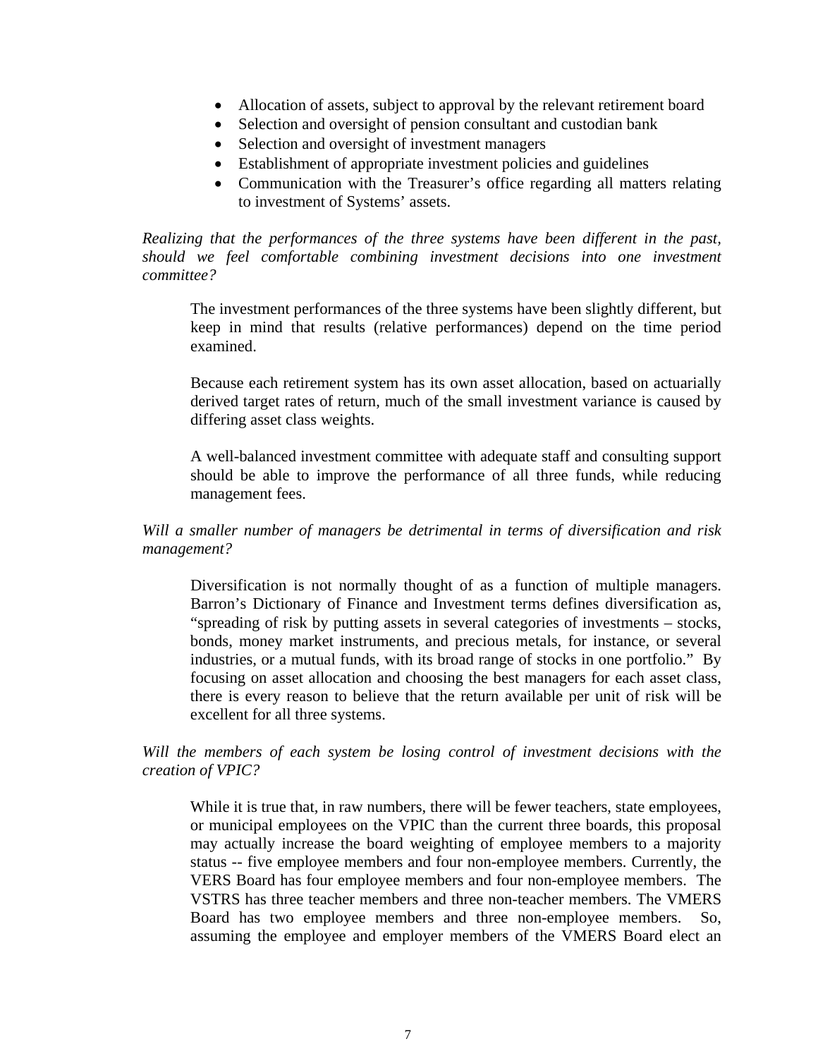- Allocation of assets, subject to approval by the relevant retirement board
- Selection and oversight of pension consultant and custodian bank
- Selection and oversight of investment managers
- Establishment of appropriate investment policies and guidelines
- Communication with the Treasurer's office regarding all matters relating to investment of Systems' assets.

*Realizing that the performances of the three systems have been different in the past, should we feel comfortable combining investment decisions into one investment committee?*

The investment performances of the three systems have been slightly different, but keep in mind that results (relative performances) depend on the time period examined.

Because each retirement system has its own asset allocation, based on actuarially derived target rates of return, much of the small investment variance is caused by differing asset class weights.

A well-balanced investment committee with adequate staff and consulting support should be able to improve the performance of all three funds, while reducing management fees.

*Will a smaller number of managers be detrimental in terms of diversification and risk management?*

Diversification is not normally thought of as a function of multiple managers. Barron's Dictionary of Finance and Investment terms defines diversification as, "spreading of risk by putting assets in several categories of investments – stocks, bonds, money market instruments, and precious metals, for instance, or several industries, or a mutual funds, with its broad range of stocks in one portfolio." By focusing on asset allocation and choosing the best managers for each asset class, there is every reason to believe that the return available per unit of risk will be excellent for all three systems.

*Will the members of each system be losing control of investment decisions with the creation of VPIC?*

While it is true that, in raw numbers, there will be fewer teachers, state employees, or municipal employees on the VPIC than the current three boards, this proposal may actually increase the board weighting of employee members to a majority status -- five employee members and four non-employee members. Currently, the VERS Board has four employee members and four non-employee members. The VSTRS has three teacher members and three non-teacher members. The VMERS Board has two employee members and three non-employee members. So, assuming the employee and employer members of the VMERS Board elect an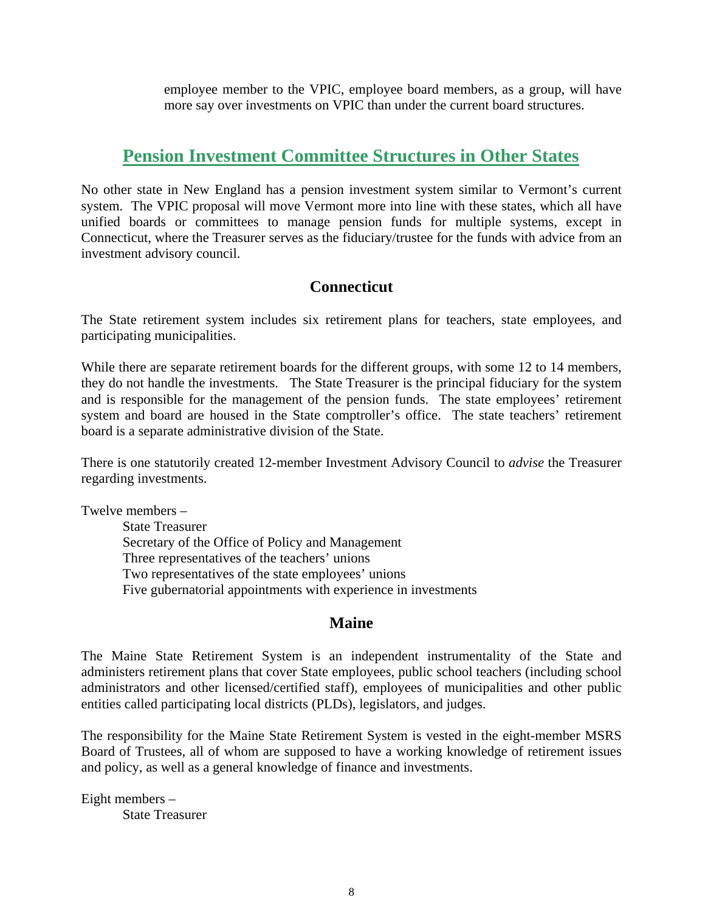employee member to the VPIC, employee board members, as a group, will have more say over investments on VPIC than under the current board structures.

## Pension Investment Committee Structures in Other States

No other state in New England has a pension investment system similar to Vermont's current system. The VPIC proposal will move Vermont more into line with these states, which all have unified boards or committees to manage pension funds for multiple systems, except in Connecticut, where the Treasurer serves as the fiduciary/trustee for the funds with advice from an investment advisory council.

### Connecticut

The State retirement system includes six retirement plans for teachers, state employees, and participating municipalities.

While there are separate retirement boards for the different groups, with some 12 to 14 members, they do not handle the investments. The State Treasurer is the principal fiduciary for the system and is responsible for the management of the pension funds. The state employees' retirement system and board are housed in the State comptroller's office. The state teachers' retirement board is a separate administrative division of the State.

There is one statutorily created 12-member Investment Advisory Council to *advise* the Treasurer regarding investments.

Twelve members –
- State Treasurer
- Secretary of the Office of Policy and Management
- Three representatives of the teachers' unions
- Two representatives of the state employees' unions
- Five gubernatorial appointments with experience in investments

### Maine

The Maine State Retirement System is an independent instrumentality of the State and administers retirement plans that cover State employees, public school teachers (including school administrators and other licensed/certified staff), employees of municipalities and other public entities called participating local districts (PLDs), legislators, and judges.

The responsibility for the Maine State Retirement System is vested in the eight-member MSRS Board of Trustees, all of whom are supposed to have a working knowledge of retirement issues and policy, as well as a general knowledge of finance and investments.

Eight members –
- State Treasurer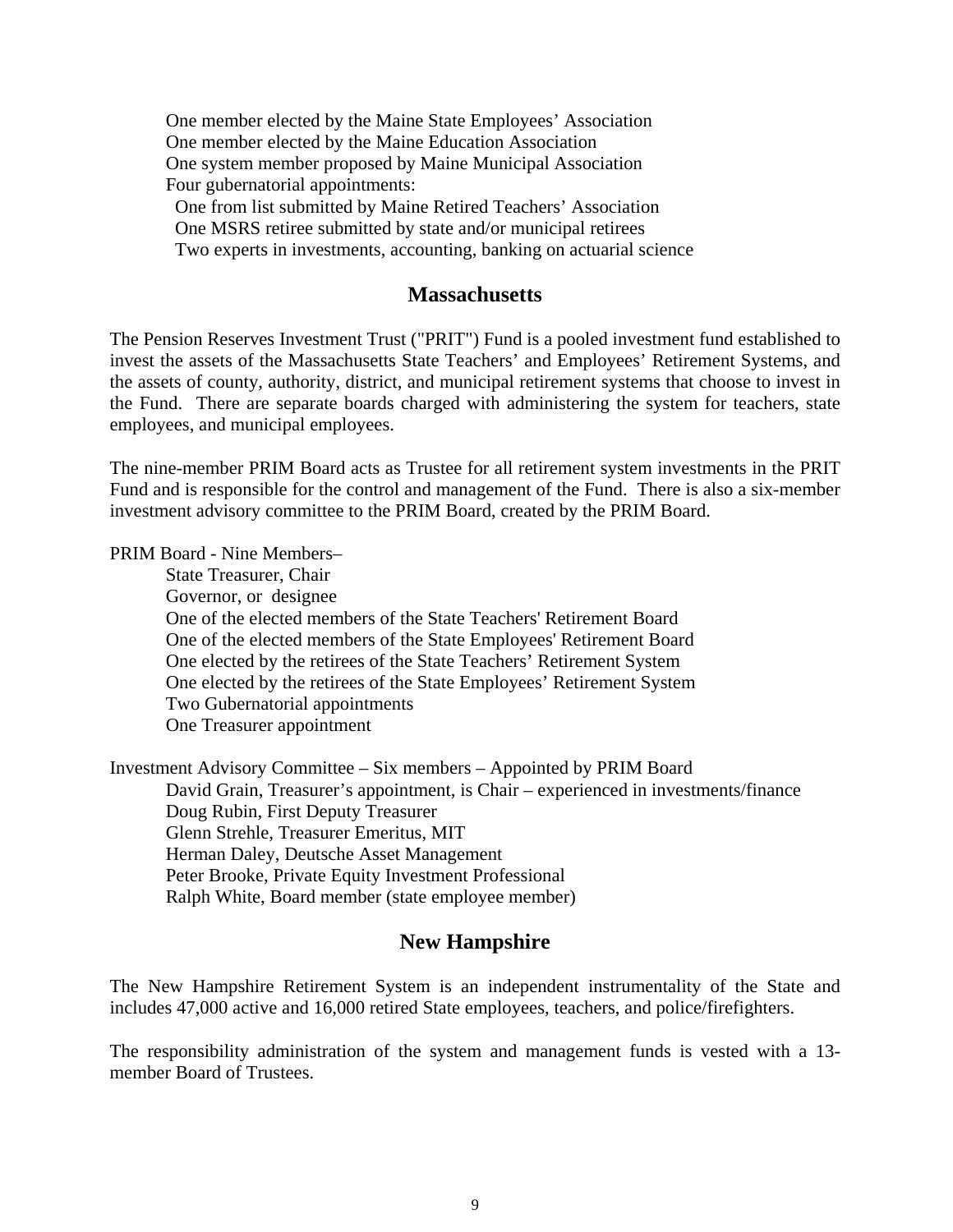One member elected by the Maine State Employees' Association
One member elected by the Maine Education Association
One system member proposed by Maine Municipal Association
Four gubernatorial appointments:
  One from list submitted by Maine Retired Teachers' Association
  One MSRS retiree submitted by state and/or municipal retirees
  Two experts in investments, accounting, banking on actuarial science

## Massachusetts

The Pension Reserves Investment Trust ("PRIT") Fund is a pooled investment fund established to invest the assets of the Massachusetts State Teachers' and Employees' Retirement Systems, and the assets of county, authority, district, and municipal retirement systems that choose to invest in the Fund. There are separate boards charged with administering the system for teachers, state employees, and municipal employees.

The nine-member PRIM Board acts as Trustee for all retirement system investments in the PRIT Fund and is responsible for the control and management of the Fund. There is also a six-member investment advisory committee to the PRIM Board, created by the PRIM Board.

PRIM Board - Nine Members–
State Treasurer, Chair
Governor, or designee
One of the elected members of the State Teachers' Retirement Board
One of the elected members of the State Employees' Retirement Board
One elected by the retirees of the State Teachers' Retirement System
One elected by the retirees of the State Employees' Retirement System
Two Gubernatorial appointments
One Treasurer appointment

Investment Advisory Committee – Six members – Appointed by PRIM Board
David Grain, Treasurer's appointment, is Chair – experienced in investments/finance
Doug Rubin, First Deputy Treasurer
Glenn Strehle, Treasurer Emeritus, MIT
Herman Daley, Deutsche Asset Management
Peter Brooke, Private Equity Investment Professional
Ralph White, Board member (state employee member)

## New Hampshire

The New Hampshire Retirement System is an independent instrumentality of the State and includes 47,000 active and 16,000 retired State employees, teachers, and police/firefighters.

The responsibility administration of the system and management funds is vested with a 13-member Board of Trustees.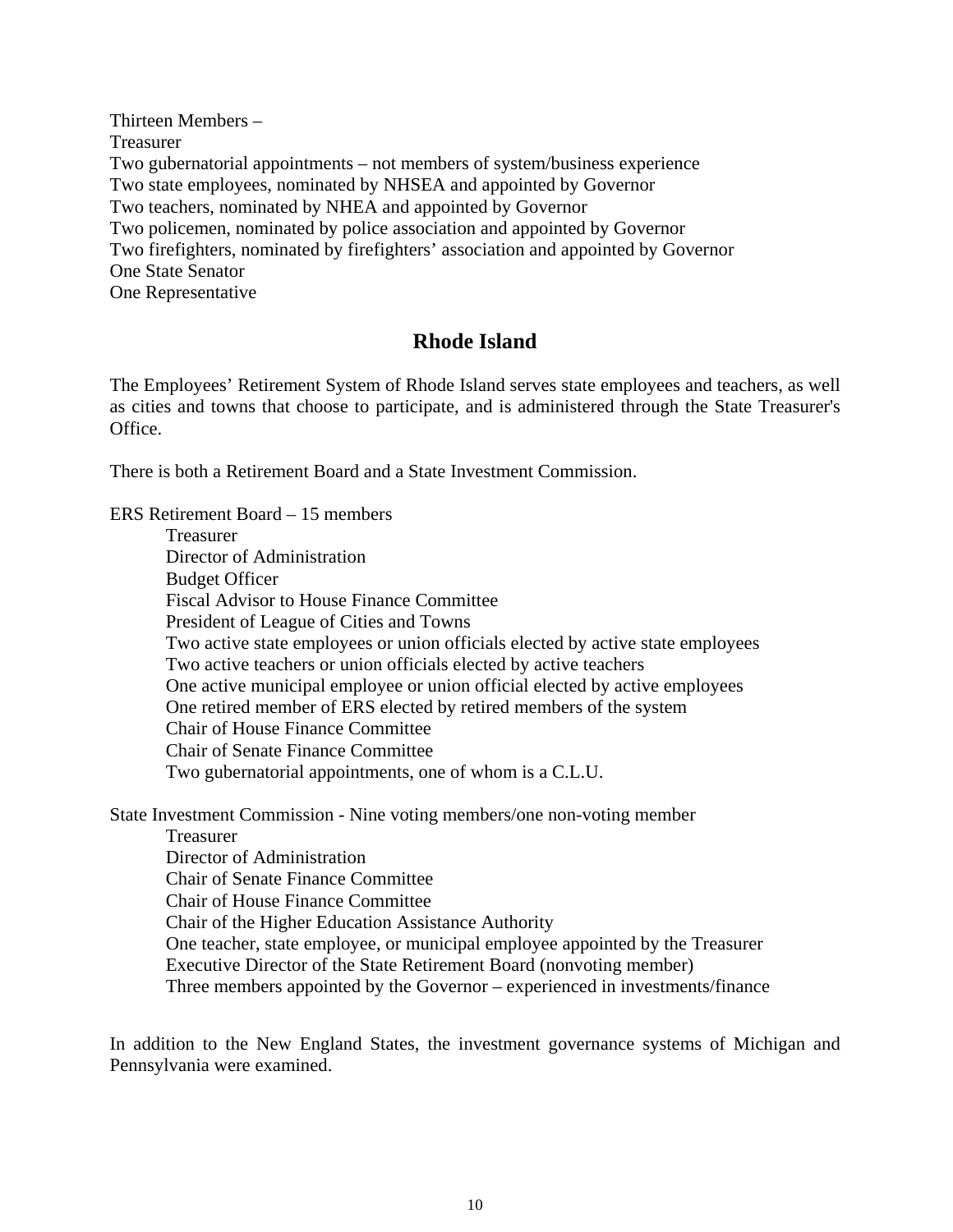Thirteen Members –
Treasurer
Two gubernatorial appointments – not members of system/business experience
Two state employees, nominated by NHSEA and appointed by Governor
Two teachers, nominated by NHEA and appointed by Governor
Two policemen, nominated by police association and appointed by Governor
Two firefighters, nominated by firefighters' association and appointed by Governor
One State Senator
One Representative

## Rhode Island

The Employees' Retirement System of Rhode Island serves state employees and teachers, as well as cities and towns that choose to participate, and is administered through the State Treasurer's Office.

There is both a Retirement Board and a State Investment Commission.

ERS Retirement Board – 15 members

- Treasurer
- Director of Administration
- Budget Officer
- Fiscal Advisor to House Finance Committee
- President of League of Cities and Towns
- Two active state employees or union officials elected by active state employees
- Two active teachers or union officials elected by active teachers
- One active municipal employee or union official elected by active employees
- One retired member of ERS elected by retired members of the system
- Chair of House Finance Committee
- Chair of Senate Finance Committee
- Two gubernatorial appointments, one of whom is a C.L.U.

State Investment Commission - Nine voting members/one non-voting member

- Treasurer
- Director of Administration
- Chair of Senate Finance Committee
- Chair of House Finance Committee
- Chair of the Higher Education Assistance Authority
- One teacher, state employee, or municipal employee appointed by the Treasurer
- Executive Director of the State Retirement Board (nonvoting member)
- Three members appointed by the Governor – experienced in investments/finance

In addition to the New England States, the investment governance systems of Michigan and Pennsylvania were examined.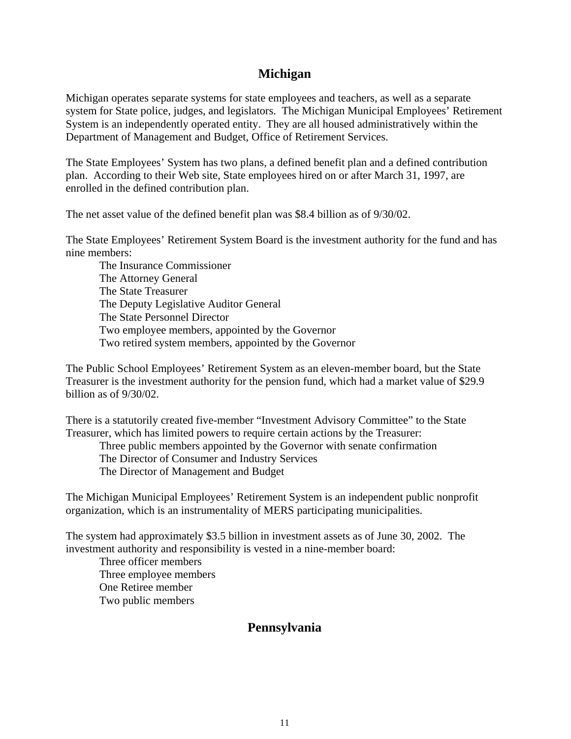## Michigan

Michigan operates separate systems for state employees and teachers, as well as a separate system for State police, judges, and legislators. The Michigan Municipal Employees' Retirement System is an independently operated entity. They are all housed administratively within the Department of Management and Budget, Office of Retirement Services.

The State Employees' System has two plans, a defined benefit plan and a defined contribution plan. According to their Web site, State employees hired on or after March 31, 1997, are enrolled in the defined contribution plan.

The net asset value of the defined benefit plan was $8.4 billion as of 9/30/02.

The State Employees' Retirement System Board is the investment authority for the fund and has nine members:

- The Insurance Commissioner
- The Attorney General
- The State Treasurer
- The Deputy Legislative Auditor General
- The State Personnel Director
- Two employee members, appointed by the Governor
- Two retired system members, appointed by the Governor

The Public School Employees' Retirement System as an eleven-member board, but the State Treasurer is the investment authority for the pension fund, which had a market value of $29.9 billion as of 9/30/02.

There is a statutorily created five-member "Investment Advisory Committee" to the State Treasurer, which has limited powers to require certain actions by the Treasurer:

- Three public members appointed by the Governor with senate confirmation
- The Director of Consumer and Industry Services
- The Director of Management and Budget

The Michigan Municipal Employees' Retirement System is an independent public nonprofit organization, which is an instrumentality of MERS participating municipalities.

The system had approximately $3.5 billion in investment assets as of June 30, 2002. The investment authority and responsibility is vested in a nine-member board:

- Three officer members
- Three employee members
- One Retiree member
- Two public members

## Pennsylvania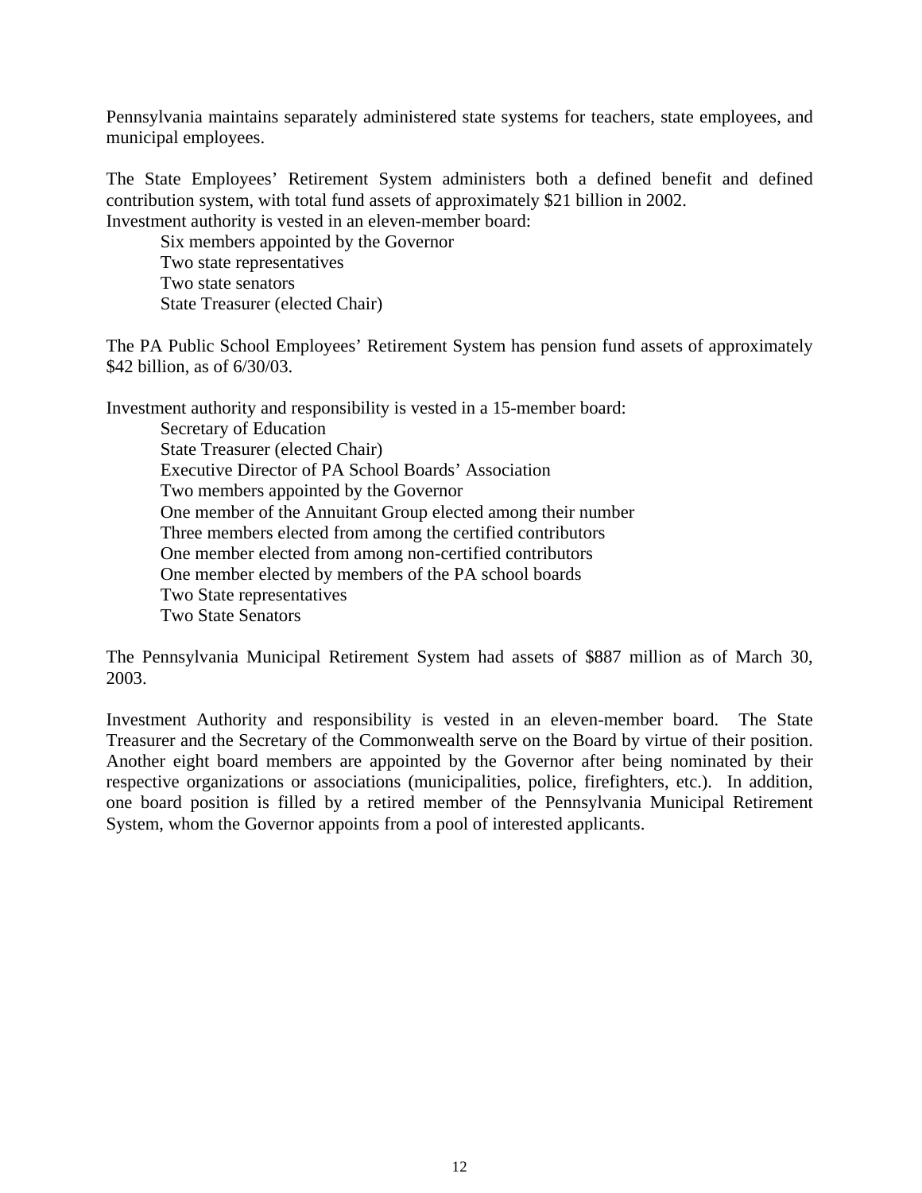Pennsylvania maintains separately administered state systems for teachers, state employees, and municipal employees.

The State Employees' Retirement System administers both a defined benefit and defined contribution system, with total fund assets of approximately $21 billion in 2002.
Investment authority is vested in an eleven-member board:

- Six members appointed by the Governor
- Two state representatives
- Two state senators
- State Treasurer (elected Chair)

The PA Public School Employees' Retirement System has pension fund assets of approximately $42 billion, as of 6/30/03.

Investment authority and responsibility is vested in a 15-member board:

- Secretary of Education
- State Treasurer (elected Chair)
- Executive Director of PA School Boards' Association
- Two members appointed by the Governor
- One member of the Annuitant Group elected among their number
- Three members elected from among the certified contributors
- One member elected from among non-certified contributors
- One member elected by members of the PA school boards
- Two State representatives
- Two State Senators

The Pennsylvania Municipal Retirement System had assets of $887 million as of March 30, 2003.

Investment Authority and responsibility is vested in an eleven-member board. The State Treasurer and the Secretary of the Commonwealth serve on the Board by virtue of their position. Another eight board members are appointed by the Governor after being nominated by their respective organizations or associations (municipalities, police, firefighters, etc.). In addition, one board position is filled by a retired member of the Pennsylvania Municipal Retirement System, whom the Governor appoints from a pool of interested applicants.